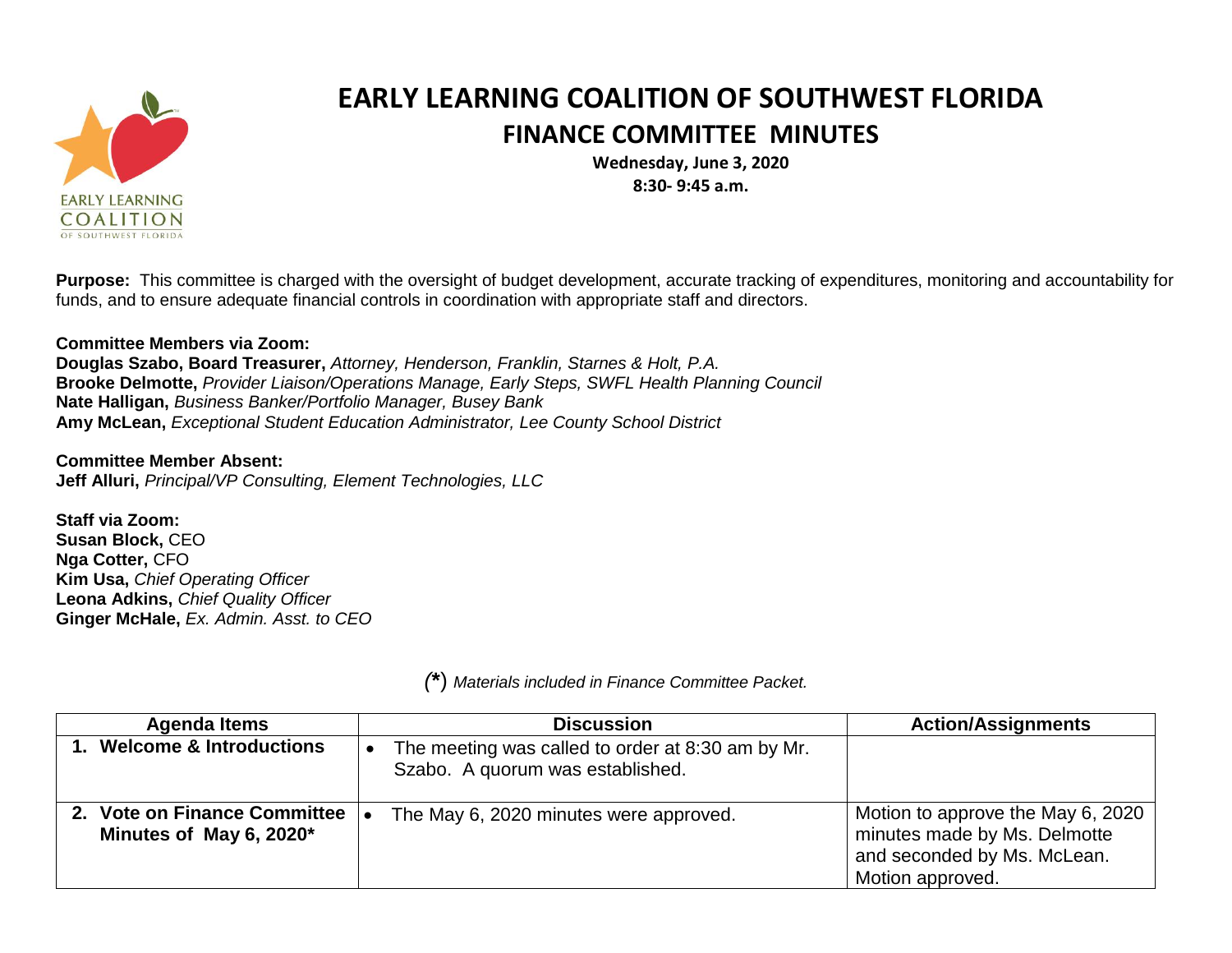# EARLY LEARNING COALITION OF SOUTHWEST FLORIDA

## FINANCE COMMITTEE MINUTES

**Wednesday, June 3, 2020**
**8:30- 9:45 a.m.**

**Purpose:** This committee is charged with the oversight of budget development, accurate tracking of expenditures, monitoring and accountability for funds, and to ensure adequate financial controls in coordination with appropriate staff and directors.

**Committee Members via Zoom:**
**Douglas Szabo, Board Treasurer,** *Attorney, Henderson, Franklin, Starnes & Holt, P.A.*
**Brooke Delmotte,** *Provider Liaison/Operations Manage, Early Steps, SWFL Health Planning Council*
**Nate Halligan,** *Business Banker/Portfolio Manager, Busey Bank*
**Amy McLean,** *Exceptional Student Education Administrator, Lee County School District*

**Committee Member Absent:**
**Jeff Alluri,** *Principal/VP Consulting, Element Technologies, LLC*

**Staff via Zoom:**
**Susan Block,** CEO
**Nga Cotter,** CFO
**Kim Usa,** *Chief Operating Officer*
**Leona Adkins,** *Chief Quality Officer*
**Ginger McHale,** *Ex. Admin. Asst. to CEO*

*(\*) Materials included in Finance Committee Packet.*

| Agenda Items | Discussion | Action/Assignments |
|---|---|---|
| **1. Welcome & Introductions** | • The meeting was called to order at 8:30 am by Mr. Szabo. A quorum was established. | |
| **2. Vote on Finance Committee Minutes of May 6, 2020\*** | • The May 6, 2020 minutes were approved. | Motion to approve the May 6, 2020 minutes made by Ms. Delmotte and seconded by Ms. McLean. Motion approved. |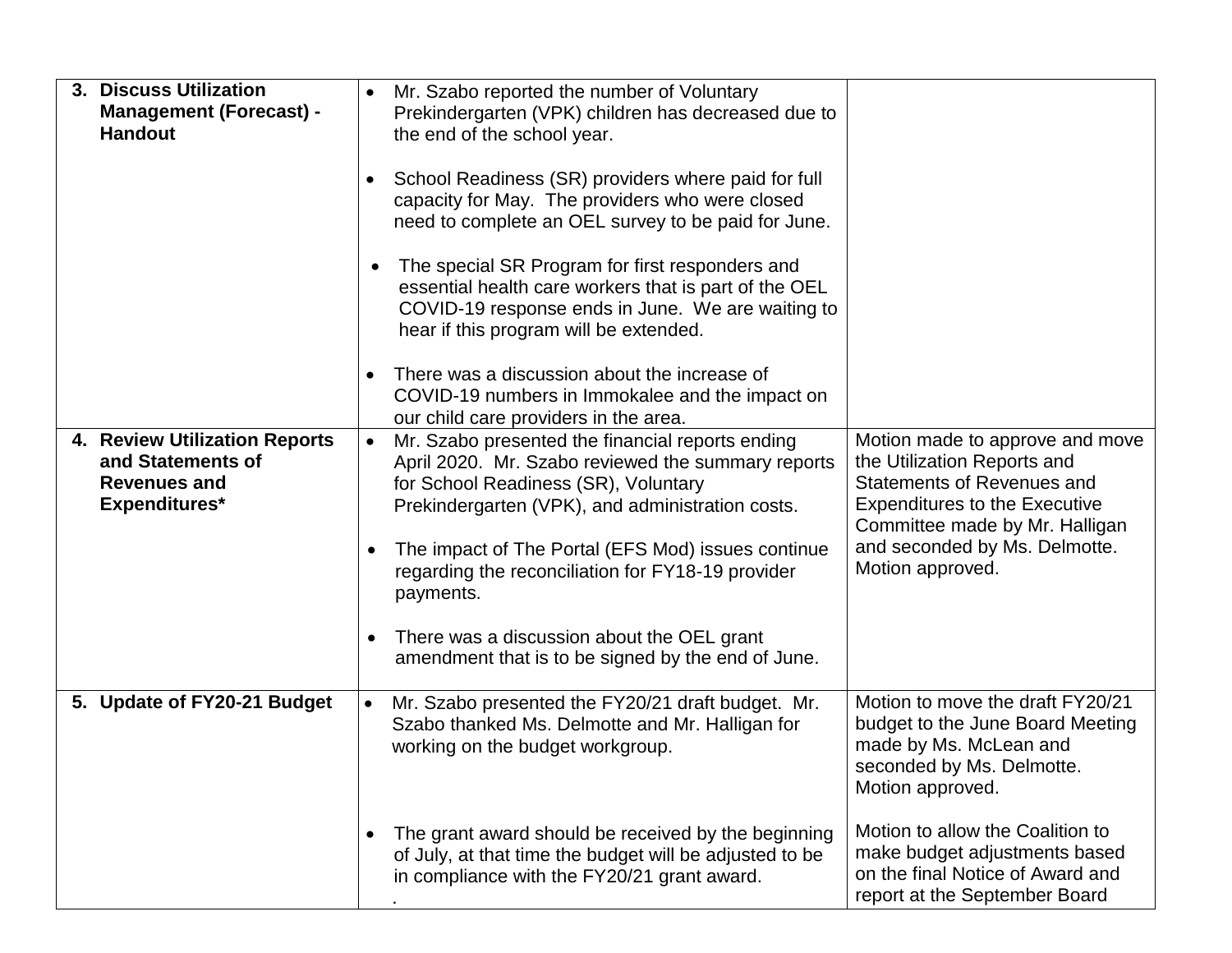| | | |
|---|---|---|
| **3. Discuss Utilization Management (Forecast) - Handout** | • Mr. Szabo reported the number of Voluntary Prekindergarten (VPK) children has decreased due to the end of the school year.<br><br>• School Readiness (SR) providers where paid for full capacity for May. The providers who were closed need to complete an OEL survey to be paid for June.<br><br>• The special SR Program for first responders and essential health care workers that is part of the OEL COVID-19 response ends in June. We are waiting to hear if this program will be extended.<br><br>• There was a discussion about the increase of COVID-19 numbers in Immokalee and the impact on our child care providers in the area. | |
| **4. Review Utilization Reports and Statements of Revenues and Expenditures*** | • Mr. Szabo presented the financial reports ending April 2020. Mr. Szabo reviewed the summary reports for School Readiness (SR), Voluntary Prekindergarten (VPK), and administration costs.<br><br>• The impact of The Portal (EFS Mod) issues continue regarding the reconciliation for FY18-19 provider payments.<br><br>• There was a discussion about the OEL grant amendment that is to be signed by the end of June. | Motion made to approve and move the Utilization Reports and Statements of Revenues and Expenditures to the Executive Committee made by Mr. Halligan and seconded by Ms. Delmotte. Motion approved. |
| **5. Update of FY20-21 Budget** | • Mr. Szabo presented the FY20/21 draft budget. Mr. Szabo thanked Ms. Delmotte and Mr. Halligan for working on the budget workgroup.<br><br>• The grant award should be received by the beginning of July, at that time the budget will be adjusted to be in compliance with the FY20/21 grant award.<br>. | Motion to move the draft FY20/21 budget to the June Board Meeting made by Ms. McLean and seconded by Ms. Delmotte. Motion approved.<br><br>Motion to allow the Coalition to make budget adjustments based on the final Notice of Award and report at the September Board |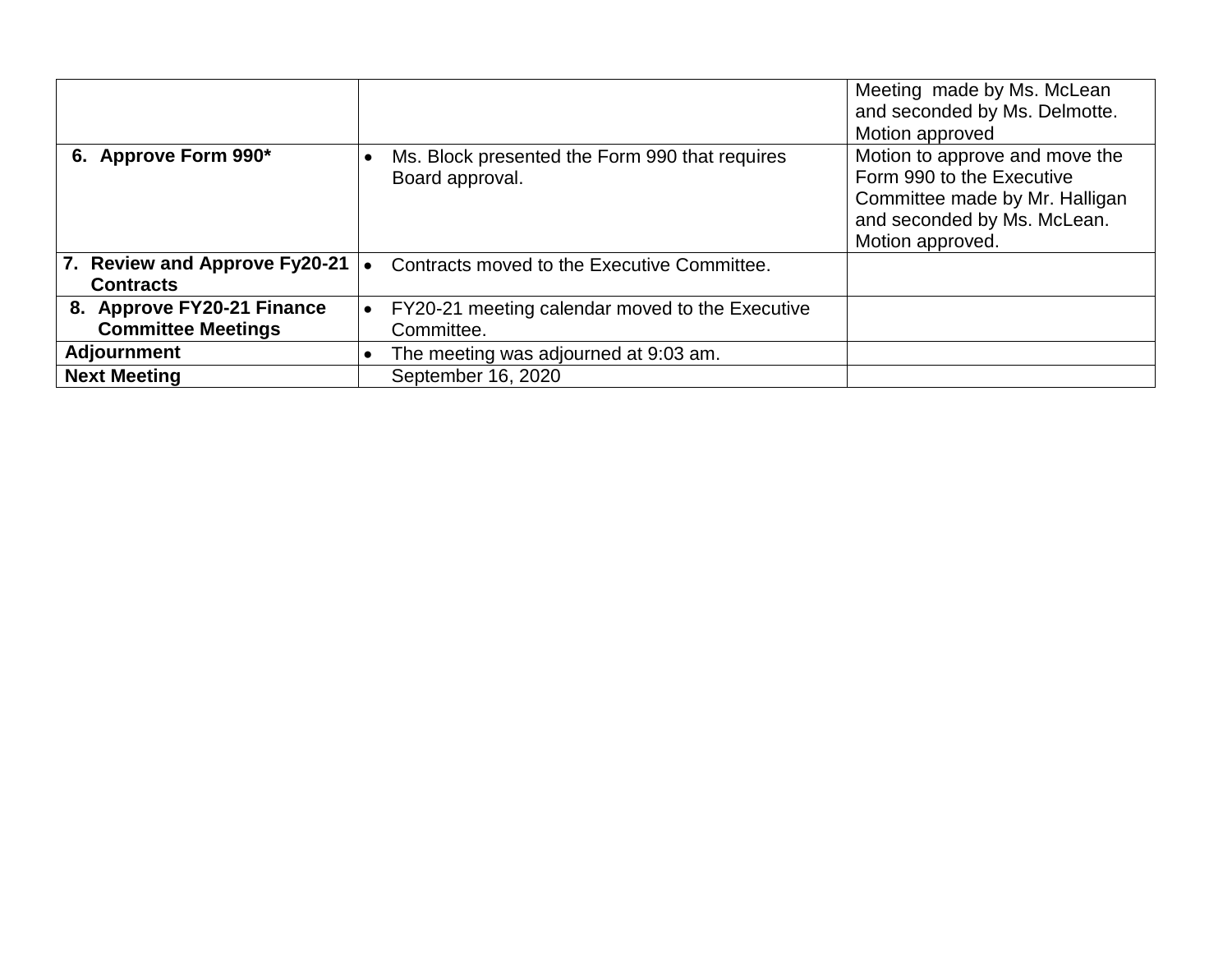| | | |
|---|---|---|
| | | Meeting made by Ms. McLean and seconded by Ms. Delmotte. Motion approved |
| **6. Approve Form 990*** | • Ms. Block presented the Form 990 that requires Board approval. | Motion to approve and move the Form 990 to the Executive Committee made by Mr. Halligan and seconded by Ms. McLean. Motion approved. |
| **7. Review and Approve Fy20-21 Contracts** | • Contracts moved to the Executive Committee. | |
| **8. Approve FY20-21 Finance Committee Meetings** | • FY20-21 meeting calendar moved to the Executive Committee. | |
| **Adjournment** | • The meeting was adjourned at 9:03 am. | |
| **Next Meeting** | September 16, 2020 | |